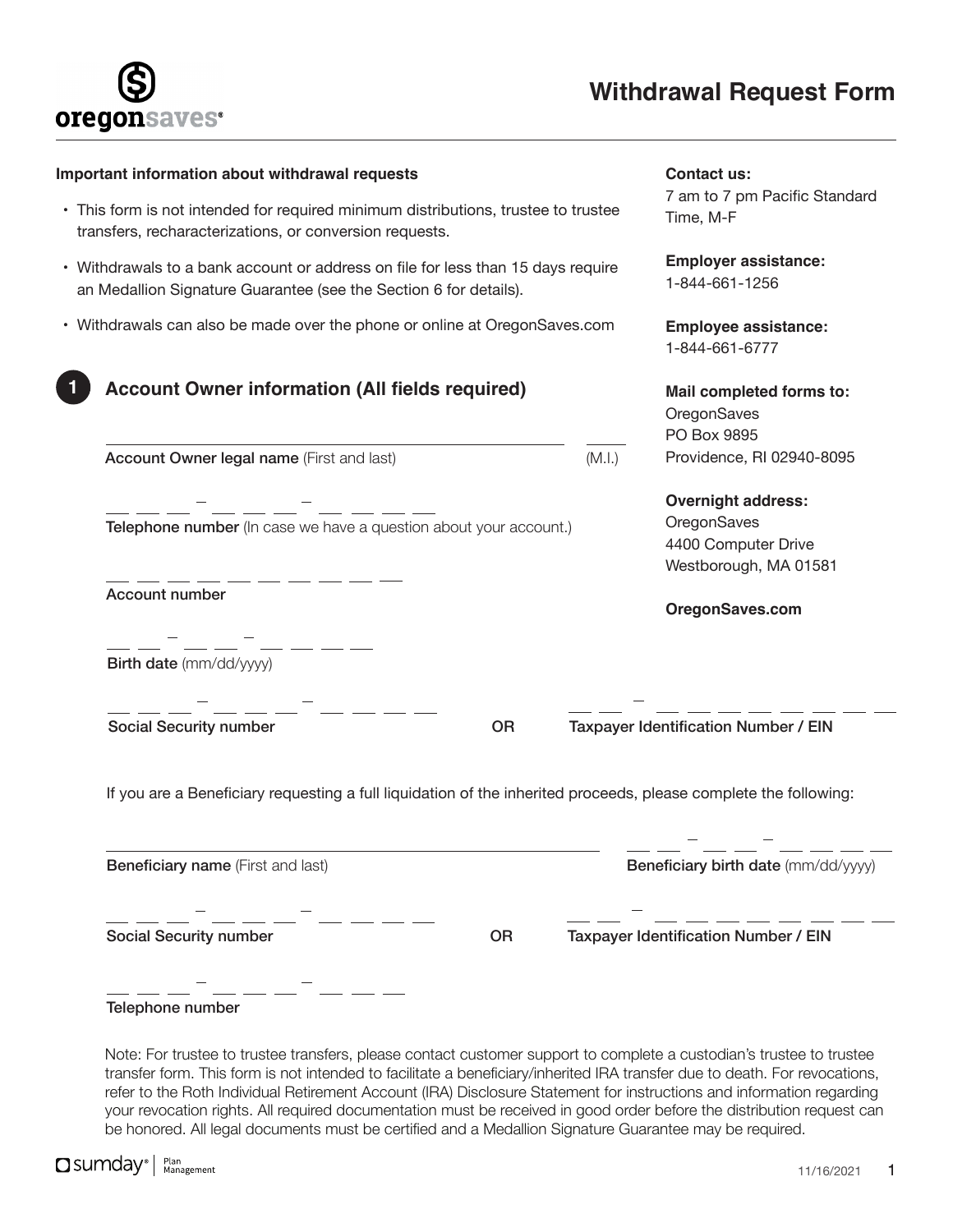# Withdrawal Request Form

**Important information about withdrawal requests**

- This form is not intended for required minimum distributions, trustee to trustee transfers, recharacterizations, or conversion requests.
- Withdrawals to a bank account or address on file for less than 15 days require an Medallion Signature Guarantee (see the Section 6 for details).
- Withdrawals can also be made over the phone or online at OregonSaves.com

**Contact us:**
7 am to 7 pm Pacific Standard Time, M-F

**Employer assistance:**
1-844-661-1256

**Employee assistance:**
1-844-661-6777

**Mail completed forms to:**
OregonSaves
PO Box 9895
Providence, RI 02940-8095

**Overnight address:**
OregonSaves
4400 Computer Drive
Westborough, MA 01581

**OregonSaves.com**

## 1 Account Owner information (All fields required)

\_\_\_\_\_\_\_\_\_\_\_\_\_\_\_\_\_\_\_\_\_\_\_\_\_\_\_\_\_\_\_\_\_\_\_\_\_\_\_\_ \_\_\_\_
**Account Owner legal name** (First and last) (M.I.)

\_\_\_ \_\_\_ \_\_\_ – \_\_\_ \_\_\_ \_\_\_ – \_\_\_ \_\_\_ \_\_\_ \_\_\_
**Telephone number** (In case we have a question about your account.)

\_\_\_ \_\_\_ \_\_\_ \_\_\_ \_\_\_ \_\_\_ \_\_\_ \_\_\_ \_\_\_ \_\_\_
**Account number**

\_\_\_ \_\_\_ – \_\_\_ \_\_\_ – \_\_\_ \_\_\_ \_\_\_ \_\_\_
**Birth date** (mm/dd/yyyy)

\_\_\_ \_\_\_ \_\_\_ – \_\_\_ \_\_\_ \_\_\_ – \_\_\_ \_\_\_ \_\_\_ \_\_\_
**Social Security number** OR

\_\_\_ \_\_\_ – \_\_\_ \_\_\_ \_\_\_ \_\_\_ \_\_\_ \_\_\_ \_\_\_ \_\_\_
**Taxpayer Identification Number / EIN**

If you are a Beneficiary requesting a full liquidation of the inherited proceeds, please complete the following:

\_\_\_\_\_\_\_\_\_\_\_\_\_\_\_\_\_\_\_\_\_\_\_\_\_\_\_\_\_\_\_\_\_\_\_\_\_\_\_\_
**Beneficiary name** (First and last)

\_\_\_ \_\_\_ – \_\_\_ \_\_\_ – \_\_\_ \_\_\_ \_\_\_ \_\_\_
**Beneficiary birth date** (mm/dd/yyyy)

\_\_\_ \_\_\_ \_\_\_ – \_\_\_ \_\_\_ \_\_\_ – \_\_\_ \_\_\_ \_\_\_ \_\_\_
**Social Security number** OR

\_\_\_ \_\_\_ – \_\_\_ \_\_\_ \_\_\_ \_\_\_ \_\_\_ \_\_\_ \_\_\_ \_\_\_
**Taxpayer Identification Number / EIN**

\_\_\_ \_\_\_ \_\_\_ – \_\_\_ \_\_\_ \_\_\_ – \_\_\_ \_\_\_ \_\_\_
**Telephone number**

Note: For trustee to trustee transfers, please contact customer support to complete a custodian's trustee to trustee transfer form. This form is not intended to facilitate a beneficiary/inherited IRA transfer due to death. For revocations, refer to the Roth Individual Retirement Account (IRA) Disclosure Statement for instructions and information regarding your revocation rights. All required documentation must be received in good order before the distribution request can be honored. All legal documents must be certified and a Medallion Signature Guarantee may be required.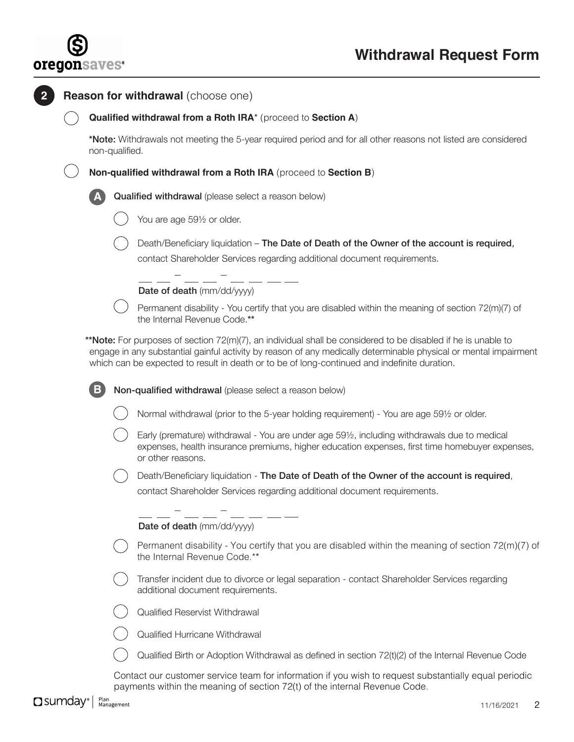# Withdrawal Request Form

## 2 Reason for withdrawal (choose one)

- ◯ **Qualified withdrawal from a Roth IRA*** (proceed to **Section A**)

  ***Note:** Withdrawals not meeting the 5-year required period and for all other reasons not listed are considered non-qualified.

- ◯ **Non-qualified withdrawal from a Roth IRA** (proceed to **Section B**)

### A Qualified withdrawal (please select a reason below)

- ◯ You are age 59½ or older.
- ◯ Death/Beneficiary liquidation – **The Date of Death of the Owner of the account is required**, contact Shareholder Services regarding additional document requirements.

  ___ ___ – ___ ___ – ___ ___ ___ ___
  **Date of death** (mm/dd/yyyy)

- ◯ Permanent disability - You certify that you are disabled within the meaning of section 72(m)(7) of the Internal Revenue Code.**

****Note:** For purposes of section 72(m)(7), an individual shall be considered to be disabled if he is unable to engage in any substantial gainful activity by reason of any medically determinable physical or mental impairment which can be expected to result in death or to be of long-continued and indefinite duration.

### B Non-qualified withdrawal (please select a reason below)

- ◯ Normal withdrawal (prior to the 5-year holding requirement) - You are age 59½ or older.
- ◯ Early (premature) withdrawal - You are under age 59½, including withdrawals due to medical expenses, health insurance premiums, higher education expenses, first time homebuyer expenses, or other reasons.
- ◯ Death/Beneficiary liquidation - **The Date of Death of the Owner of the account is required**, contact Shareholder Services regarding additional document requirements.

  ___ ___ – ___ ___ – ___ ___ ___ ___
  **Date of death** (mm/dd/yyyy)

- ◯ Permanent disability - You certify that you are disabled within the meaning of section 72(m)(7) of the Internal Revenue Code.**
- ◯ Transfer incident due to divorce or legal separation - contact Shareholder Services regarding additional document requirements.
- ◯ Qualified Reservist Withdrawal
- ◯ Qualified Hurricane Withdrawal
- ◯ Qualified Birth or Adoption Withdrawal as defined in section 72(t)(2) of the Internal Revenue Code

Contact our customer service team for information if you wish to request substantially equal periodic payments within the meaning of section 72(t) of the internal Revenue Code.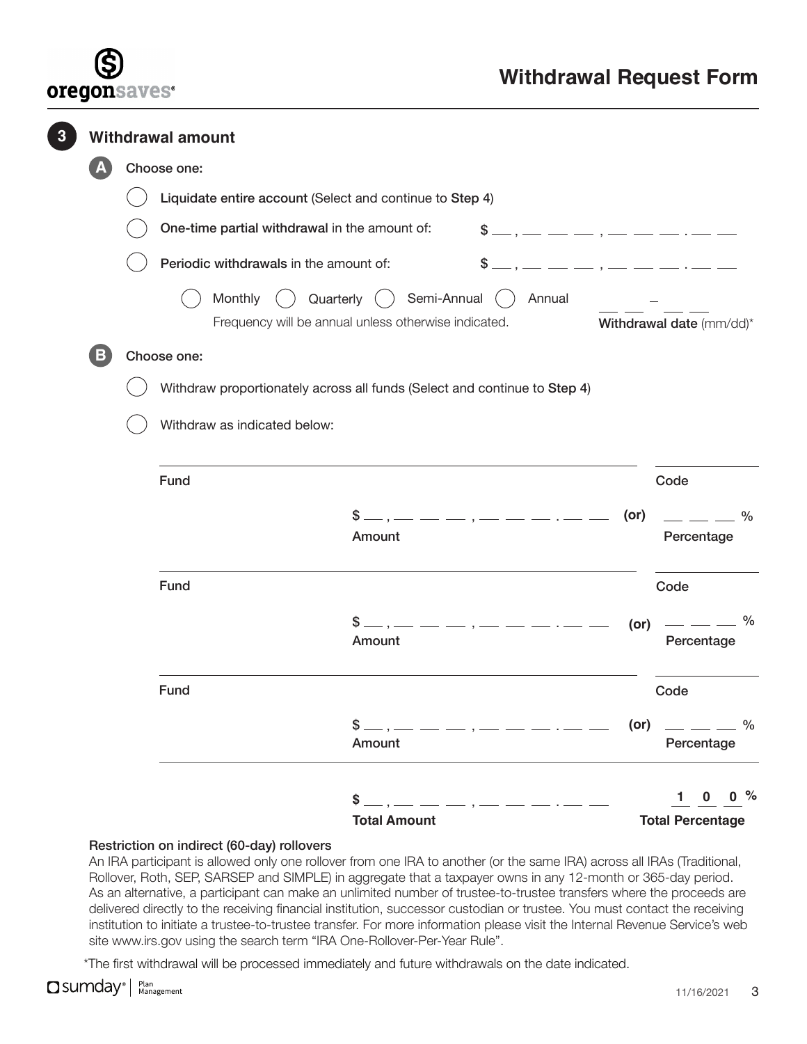# Withdrawal Request Form

## 3 Withdrawal amount

**A** Choose one:

- ◯ **Liquidate entire account** (Select and continue to **Step 4**)
- ◯ **One-time partial withdrawal** in the amount of: $ __ , __ __ __ , __ __ __ . __ __
- ◯ **Periodic withdrawals** in the amount of: $ __ , __ __ __ , __ __ __ . __ __

  ◯ Monthly ◯ Quarterly ◯ Semi-Annual ◯ Annual

  Frequency will be annual unless otherwise indicated.

  __ __ – __ __ **Withdrawal date** (mm/dd)*

**B** Choose one:

- ◯ Withdraw proportionately across all funds (Select and continue to **Step 4**)
- ◯ Withdraw as indicated below:

| Fund | Amount | | Code / Percentage |
|---|---|---|---|
| Fund ______ | $ __ , __ __ __ , __ __ __ . __ __ **Amount** | **(or)** | Code ______ / __ __ __ % **Percentage** |
| Fund ______ | $ __ , __ __ __ , __ __ __ . __ __ **Amount** | **(or)** | Code ______ / __ __ __ % **Percentage** |
| Fund ______ | $ __ , __ __ __ , __ __ __ . __ __ **Amount** | **(or)** | Code ______ / __ __ __ % **Percentage** |
| | $ __ , __ __ __ , __ __ __ . __ __ **Total Amount** | | 1 0 0 % **Total Percentage** |

**Restriction on indirect (60-day) rollovers**

An IRA participant is allowed only one rollover from one IRA to another (or the same IRA) across all IRAs (Traditional, Rollover, Roth, SEP, SARSEP and SIMPLE) in aggregate that a taxpayer owns in any 12-month or 365-day period. As an alternative, a participant can make an unlimited number of trustee-to-trustee transfers where the proceeds are delivered directly to the receiving financial institution, successor custodian or trustee. You must contact the receiving institution to initiate a trustee-to-trustee transfer. For more information please visit the Internal Revenue Service's web site www.irs.gov using the search term "IRA One-Rollover-Per-Year Rule".

*The first withdrawal will be processed immediately and future withdrawals on the date indicated.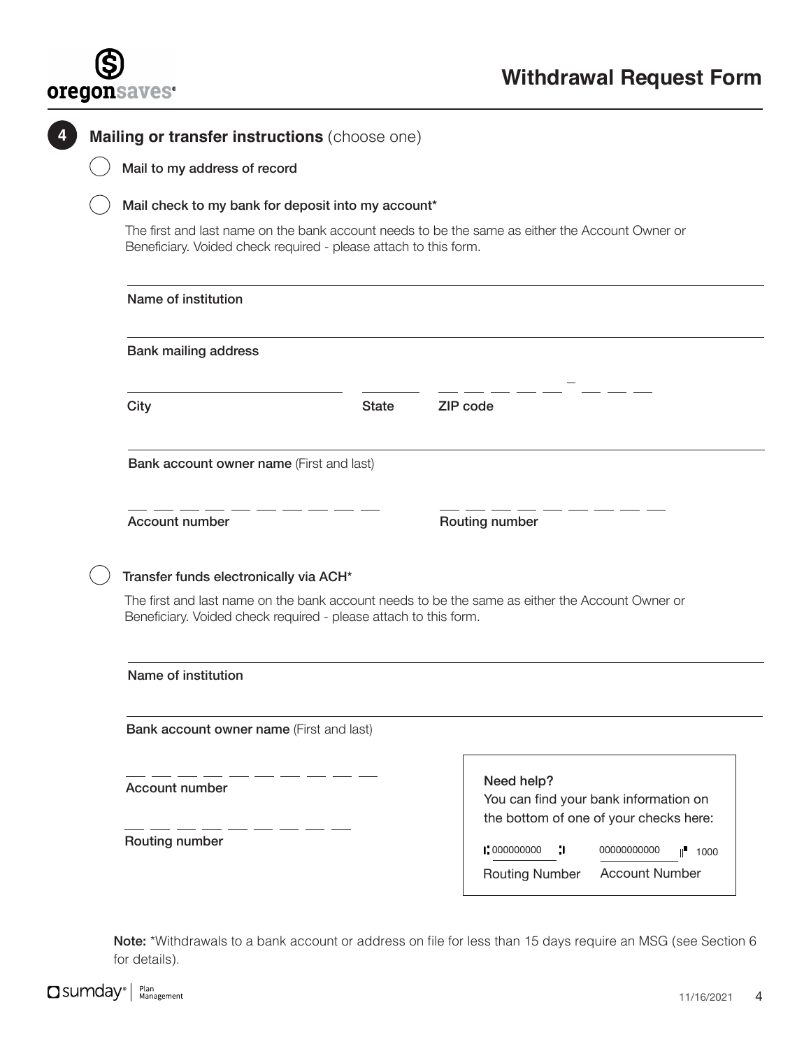## 4 Mailing or transfer instructions (choose one)

- ◯ Mail to my address of record

- ◯ Mail check to my bank for deposit into my account*

  The first and last name on the bank account needs to be the same as either the Account Owner or Beneficiary. Voided check required - please attach to this form.

  Name of institution

  Bank mailing address

  City

  State

  ZIP code

  Bank account owner name (First and last)

  Account number

  Routing number

- ◯ Transfer funds electronically via ACH*

  The first and last name on the bank account needs to be the same as either the Account Owner or Beneficiary. Voided check required - please attach to this form.

  Name of institution

  Bank account owner name (First and last)

  Account number

  Routing number

> **Need help?**
> You can find your bank information on the bottom of one of your checks here:
>
> ⑆000000000⑆ 00000000000⑈ 1000
>
> Routing Number — Account Number

**Note:** *Withdrawals to a bank account or address on file for less than 15 days require an MSG (see Section 6 for details).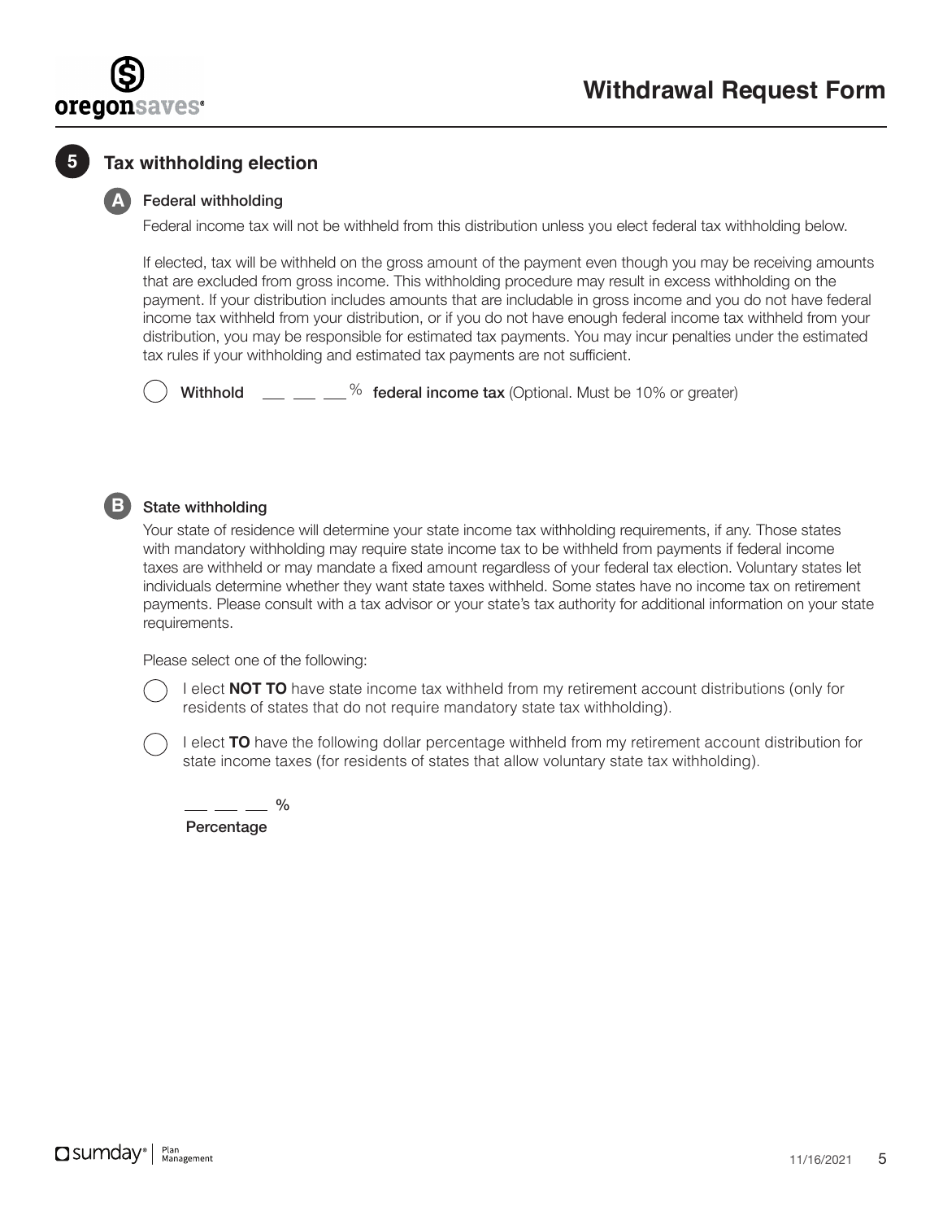## 5 Tax withholding election

### A Federal withholding

Federal income tax will not be withheld from this distribution unless you elect federal tax withholding below.

If elected, tax will be withheld on the gross amount of the payment even though you may be receiving amounts that are excluded from gross income. This withholding procedure may result in excess withholding on the payment. If your distribution includes amounts that are includable in gross income and you do not have federal income tax withheld from your distribution, or if you do not have enough federal income tax withheld from your distribution, you may be responsible for estimated tax payments. You may incur penalties under the estimated tax rules if your withholding and estimated tax payments are not sufficient.

◯ **Withhold** \_\_ \_\_ \_\_% **federal income tax** (Optional. Must be 10% or greater)

### B State withholding

Your state of residence will determine your state income tax withholding requirements, if any. Those states with mandatory withholding may require state income tax to be withheld from payments if federal income taxes are withheld or may mandate a fixed amount regardless of your federal tax election. Voluntary states let individuals determine whether they want state taxes withheld. Some states have no income tax on retirement payments. Please consult with a tax advisor or your state's tax authority for additional information on your state requirements.

Please select one of the following:

◯ I elect **NOT TO** have state income tax withheld from my retirement account distributions (only for residents of states that do not require mandatory state tax withholding).

◯ I elect **TO** have the following dollar percentage withheld from my retirement account distribution for state income taxes (for residents of states that allow voluntary state tax withholding).

\_\_ \_\_ \_\_ %
**Percentage**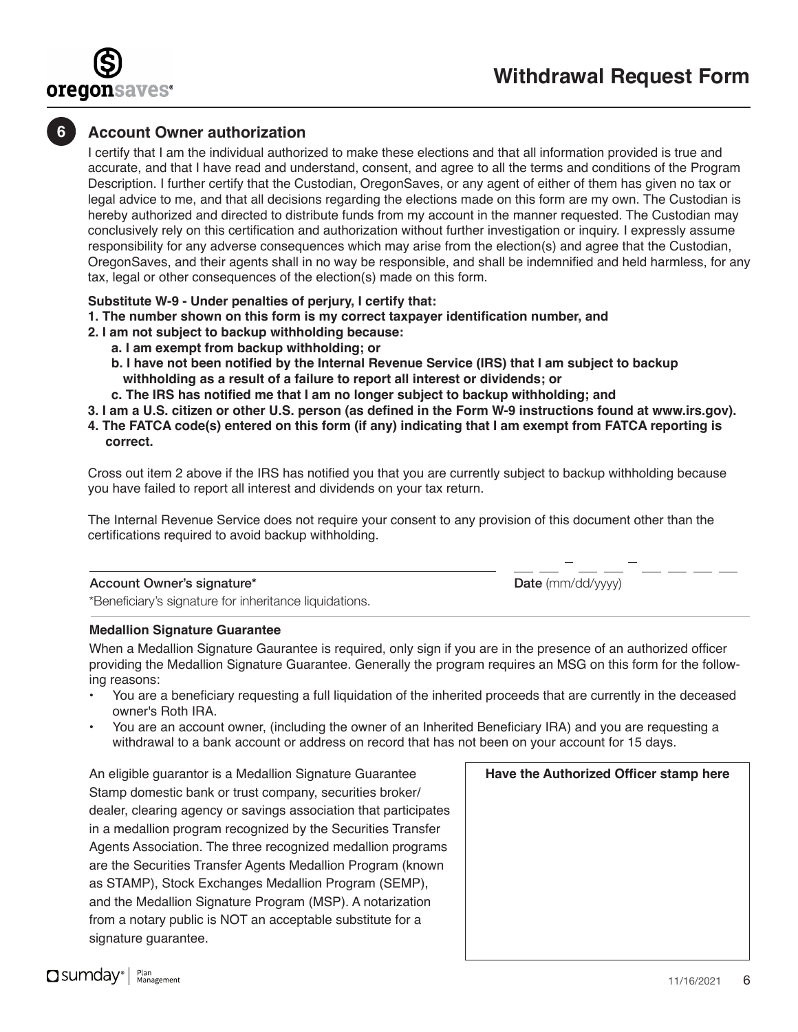# Withdrawal Request Form

## 6 Account Owner authorization

I certify that I am the individual authorized to make these elections and that all information provided is true and accurate, and that I have read and understand, consent, and agree to all the terms and conditions of the Program Description. I further certify that the Custodian, OregonSaves, or any agent of either of them has given no tax or legal advice to me, and that all decisions regarding the elections made on this form are my own. The Custodian is hereby authorized and directed to distribute funds from my account in the manner requested. The Custodian may conclusively rely on this certification and authorization without further investigation or inquiry. I expressly assume responsibility for any adverse consequences which may arise from the election(s) and agree that the Custodian, OregonSaves, and their agents shall in no way be responsible, and shall be indemnified and held harmless, for any tax, legal or other consequences of the election(s) made on this form.

**Substitute W-9 - Under penalties of perjury, I certify that:**

**1. The number shown on this form is my correct taxpayer identification number, and**

**2. I am not subject to backup withholding because:**

**a. I am exempt from backup withholding; or**

**b. I have not been notified by the Internal Revenue Service (IRS) that I am subject to backup withholding as a result of a failure to report all interest or dividends; or**

**c. The IRS has notified me that I am no longer subject to backup withholding; and**

**3. I am a U.S. citizen or other U.S. person (as defined in the Form W-9 instructions found at www.irs.gov).**

**4. The FATCA code(s) entered on this form (if any) indicating that I am exempt from FATCA reporting is correct.**

Cross out item 2 above if the IRS has notified you that you are currently subject to backup withholding because you have failed to report all interest and dividends on your tax return.

The Internal Revenue Service does not require your consent to any provision of this document other than the certifications required to avoid backup withholding.

Account Owner's signature* ______________________________ **Date** (mm/dd/yyyy) __ __ - __ __ - __ __ __ __

*Beneficiary's signature for inheritance liquidations.

**Medallion Signature Guarantee**

When a Medallion Signature Gaurantee is required, only sign if you are in the presence of an authorized officer providing the Medallion Signature Guarantee. Generally the program requires an MSG on this form for the following reasons:

- You are a beneficiary requesting a full liquidation of the inherited proceeds that are currently in the deceased owner's Roth IRA.
- You are an account owner, (including the owner of an Inherited Beneficiary IRA) and you are requesting a withdrawal to a bank account or address on record that has not been on your account for 15 days.

An eligible guarantor is a Medallion Signature Guarantee Stamp domestic bank or trust company, securities broker/dealer, clearing agency or savings association that participates in a medallion program recognized by the Securities Transfer Agents Association. The three recognized medallion programs are the Securities Transfer Agents Medallion Program (known as STAMP), Stock Exchanges Medallion Program (SEMP), and the Medallion Signature Program (MSP). A notarization from a notary public is NOT an acceptable substitute for a signature guarantee.

**Have the Authorized Officer stamp here**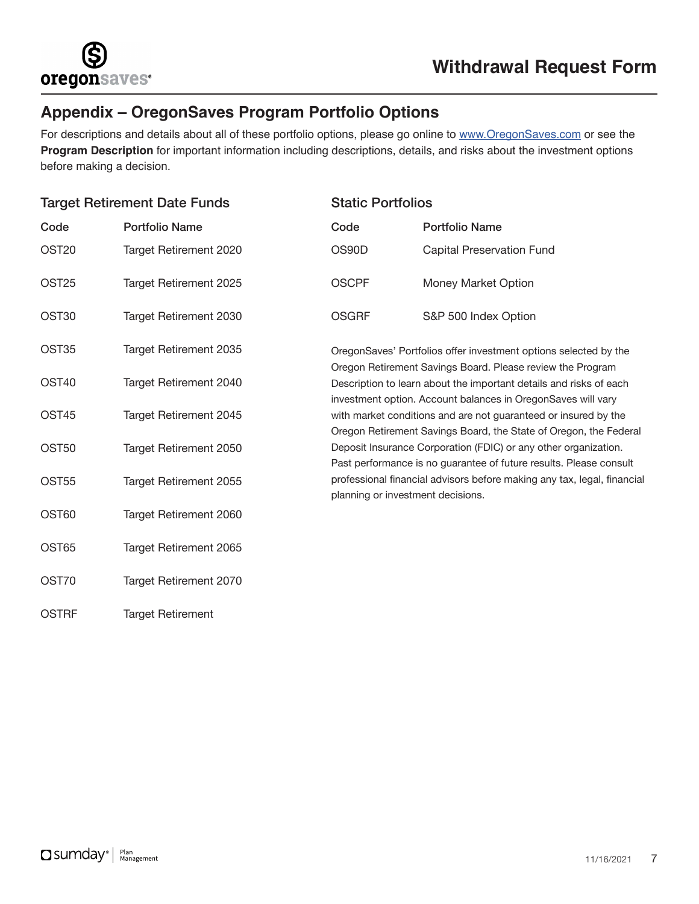## Appendix – OregonSaves Program Portfolio Options

For descriptions and details about all of these portfolio options, please go online to www.OregonSaves.com or see the **Program Description** for important information including descriptions, details, and risks about the investment options before making a decision.

### Target Retirement Date Funds

| Code | Portfolio Name |
|---|---|
| OST20 | Target Retirement 2020 |
| OST25 | Target Retirement 2025 |
| OST30 | Target Retirement 2030 |
| OST35 | Target Retirement 2035 |
| OST40 | Target Retirement 2040 |
| OST45 | Target Retirement 2045 |
| OST50 | Target Retirement 2050 |
| OST55 | Target Retirement 2055 |
| OST60 | Target Retirement 2060 |
| OST65 | Target Retirement 2065 |
| OST70 | Target Retirement 2070 |
| OSTRF | Target Retirement |

### Static Portfolios

| Code | Portfolio Name |
|---|---|
| OS90D | Capital Preservation Fund |
| OSCPF | Money Market Option |
| OSGRF | S&P 500 Index Option |

OregonSaves' Portfolios offer investment options selected by the Oregon Retirement Savings Board. Please review the Program Description to learn about the important details and risks of each investment option. Account balances in OregonSaves will vary with market conditions and are not guaranteed or insured by the Oregon Retirement Savings Board, the State of Oregon, the Federal Deposit Insurance Corporation (FDIC) or any other organization. Past performance is no guarantee of future results. Please consult professional financial advisors before making any tax, legal, financial planning or investment decisions.